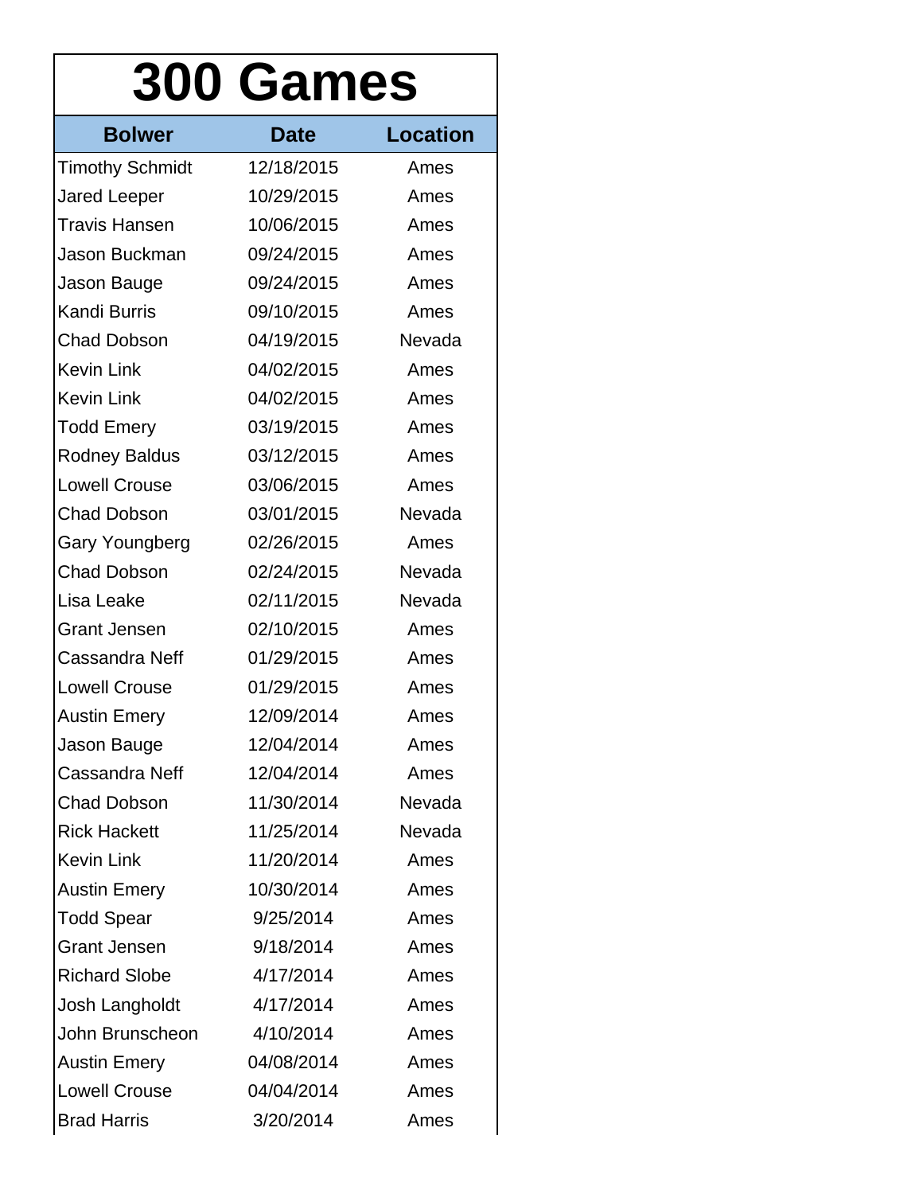# 300 Games

| Bolwer | Date | Location |
|---|---|---|
| Timothy Schmidt | 12/18/2015 | Ames |
| Jared Leeper | 10/29/2015 | Ames |
| Travis Hansen | 10/06/2015 | Ames |
| Jason Buckman | 09/24/2015 | Ames |
| Jason Bauge | 09/24/2015 | Ames |
| Kandi Burris | 09/10/2015 | Ames |
| Chad Dobson | 04/19/2015 | Nevada |
| Kevin Link | 04/02/2015 | Ames |
| Kevin Link | 04/02/2015 | Ames |
| Todd Emery | 03/19/2015 | Ames |
| Rodney Baldus | 03/12/2015 | Ames |
| Lowell Crouse | 03/06/2015 | Ames |
| Chad Dobson | 03/01/2015 | Nevada |
| Gary Youngberg | 02/26/2015 | Ames |
| Chad Dobson | 02/24/2015 | Nevada |
| Lisa Leake | 02/11/2015 | Nevada |
| Grant Jensen | 02/10/2015 | Ames |
| Cassandra Neff | 01/29/2015 | Ames |
| Lowell Crouse | 01/29/2015 | Ames |
| Austin Emery | 12/09/2014 | Ames |
| Jason Bauge | 12/04/2014 | Ames |
| Cassandra Neff | 12/04/2014 | Ames |
| Chad Dobson | 11/30/2014 | Nevada |
| Rick Hackett | 11/25/2014 | Nevada |
| Kevin Link | 11/20/2014 | Ames |
| Austin Emery | 10/30/2014 | Ames |
| Todd Spear | 9/25/2014 | Ames |
| Grant Jensen | 9/18/2014 | Ames |
| Richard Slobe | 4/17/2014 | Ames |
| Josh Langholdt | 4/17/2014 | Ames |
| John Brunscheon | 4/10/2014 | Ames |
| Austin Emery | 04/08/2014 | Ames |
| Lowell Crouse | 04/04/2014 | Ames |
| Brad Harris | 3/20/2014 | Ames |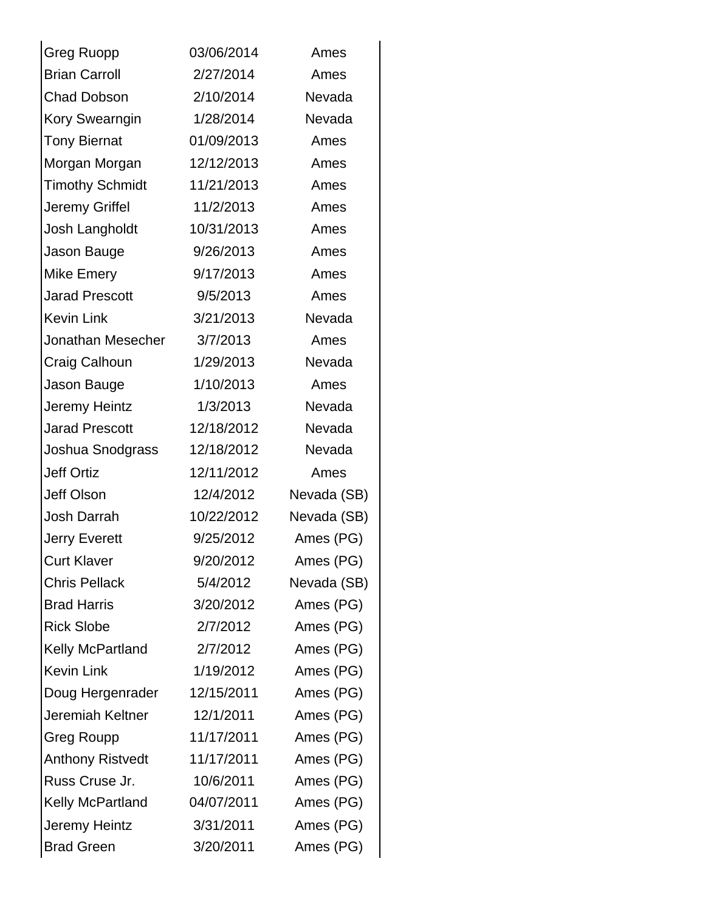| | | |
|---|---|---|
| Greg Ruopp | 03/06/2014 | Ames |
| Brian Carroll | 2/27/2014 | Ames |
| Chad Dobson | 2/10/2014 | Nevada |
| Kory Swearngin | 1/28/2014 | Nevada |
| Tony Biernat | 01/09/2013 | Ames |
| Morgan Morgan | 12/12/2013 | Ames |
| Timothy Schmidt | 11/21/2013 | Ames |
| Jeremy Griffel | 11/2/2013 | Ames |
| Josh Langholdt | 10/31/2013 | Ames |
| Jason Bauge | 9/26/2013 | Ames |
| Mike Emery | 9/17/2013 | Ames |
| Jarad Prescott | 9/5/2013 | Ames |
| Kevin Link | 3/21/2013 | Nevada |
| Jonathan Mesecher | 3/7/2013 | Ames |
| Craig Calhoun | 1/29/2013 | Nevada |
| Jason Bauge | 1/10/2013 | Ames |
| Jeremy Heintz | 1/3/2013 | Nevada |
| Jarad Prescott | 12/18/2012 | Nevada |
| Joshua Snodgrass | 12/18/2012 | Nevada |
| Jeff Ortiz | 12/11/2012 | Ames |
| Jeff Olson | 12/4/2012 | Nevada (SB) |
| Josh Darrah | 10/22/2012 | Nevada (SB) |
| Jerry Everett | 9/25/2012 | Ames (PG) |
| Curt Klaver | 9/20/2012 | Ames (PG) |
| Chris Pellack | 5/4/2012 | Nevada (SB) |
| Brad Harris | 3/20/2012 | Ames (PG) |
| Rick Slobe | 2/7/2012 | Ames (PG) |
| Kelly McPartland | 2/7/2012 | Ames (PG) |
| Kevin Link | 1/19/2012 | Ames (PG) |
| Doug Hergenrader | 12/15/2011 | Ames (PG) |
| Jeremiah Keltner | 12/1/2011 | Ames (PG) |
| Greg Roupp | 11/17/2011 | Ames (PG) |
| Anthony Ristvedt | 11/17/2011 | Ames (PG) |
| Russ Cruse Jr. | 10/6/2011 | Ames (PG) |
| Kelly McPartland | 04/07/2011 | Ames (PG) |
| Jeremy Heintz | 3/31/2011 | Ames (PG) |
| Brad Green | 3/20/2011 | Ames (PG) |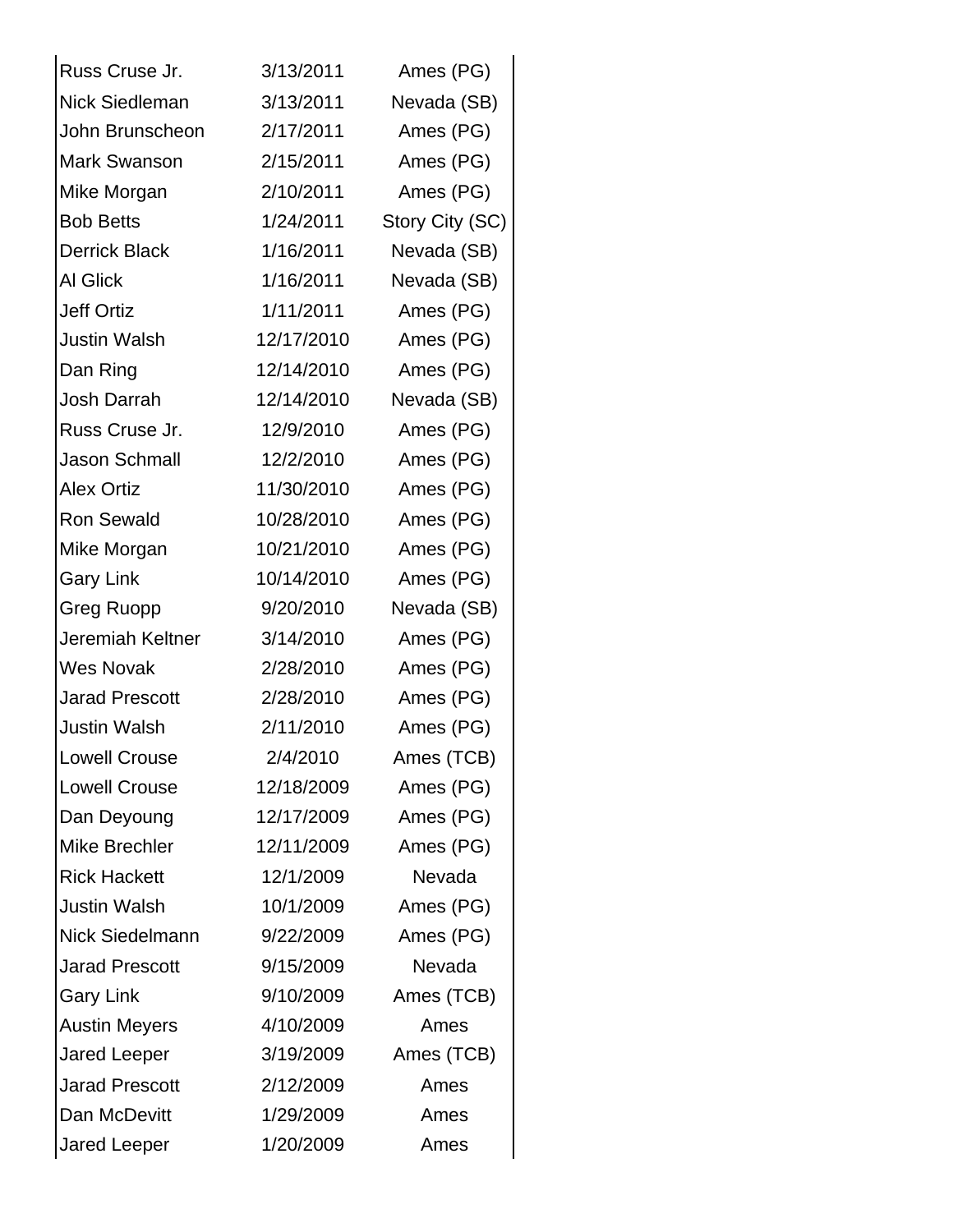| | | |
|---|---|---|
| Russ Cruse Jr. | 3/13/2011 | Ames (PG) |
| Nick Siedleman | 3/13/2011 | Nevada (SB) |
| John Brunscheon | 2/17/2011 | Ames (PG) |
| Mark Swanson | 2/15/2011 | Ames (PG) |
| Mike Morgan | 2/10/2011 | Ames (PG) |
| Bob Betts | 1/24/2011 | Story City (SC) |
| Derrick Black | 1/16/2011 | Nevada (SB) |
| Al Glick | 1/16/2011 | Nevada (SB) |
| Jeff Ortiz | 1/11/2011 | Ames (PG) |
| Justin Walsh | 12/17/2010 | Ames (PG) |
| Dan Ring | 12/14/2010 | Ames (PG) |
| Josh Darrah | 12/14/2010 | Nevada (SB) |
| Russ Cruse Jr. | 12/9/2010 | Ames (PG) |
| Jason Schmall | 12/2/2010 | Ames (PG) |
| Alex Ortiz | 11/30/2010 | Ames (PG) |
| Ron Sewald | 10/28/2010 | Ames (PG) |
| Mike Morgan | 10/21/2010 | Ames (PG) |
| Gary Link | 10/14/2010 | Ames (PG) |
| Greg Ruopp | 9/20/2010 | Nevada (SB) |
| Jeremiah Keltner | 3/14/2010 | Ames (PG) |
| Wes Novak | 2/28/2010 | Ames (PG) |
| Jarad Prescott | 2/28/2010 | Ames (PG) |
| Justin Walsh | 2/11/2010 | Ames (PG) |
| Lowell Crouse | 2/4/2010 | Ames (TCB) |
| Lowell Crouse | 12/18/2009 | Ames (PG) |
| Dan Deyoung | 12/17/2009 | Ames (PG) |
| Mike Brechler | 12/11/2009 | Ames (PG) |
| Rick Hackett | 12/1/2009 | Nevada |
| Justin Walsh | 10/1/2009 | Ames (PG) |
| Nick Siedelmann | 9/22/2009 | Ames (PG) |
| Jarad Prescott | 9/15/2009 | Nevada |
| Gary Link | 9/10/2009 | Ames (TCB) |
| Austin Meyers | 4/10/2009 | Ames |
| Jared Leeper | 3/19/2009 | Ames (TCB) |
| Jarad Prescott | 2/12/2009 | Ames |
| Dan McDevitt | 1/29/2009 | Ames |
| Jared Leeper | 1/20/2009 | Ames |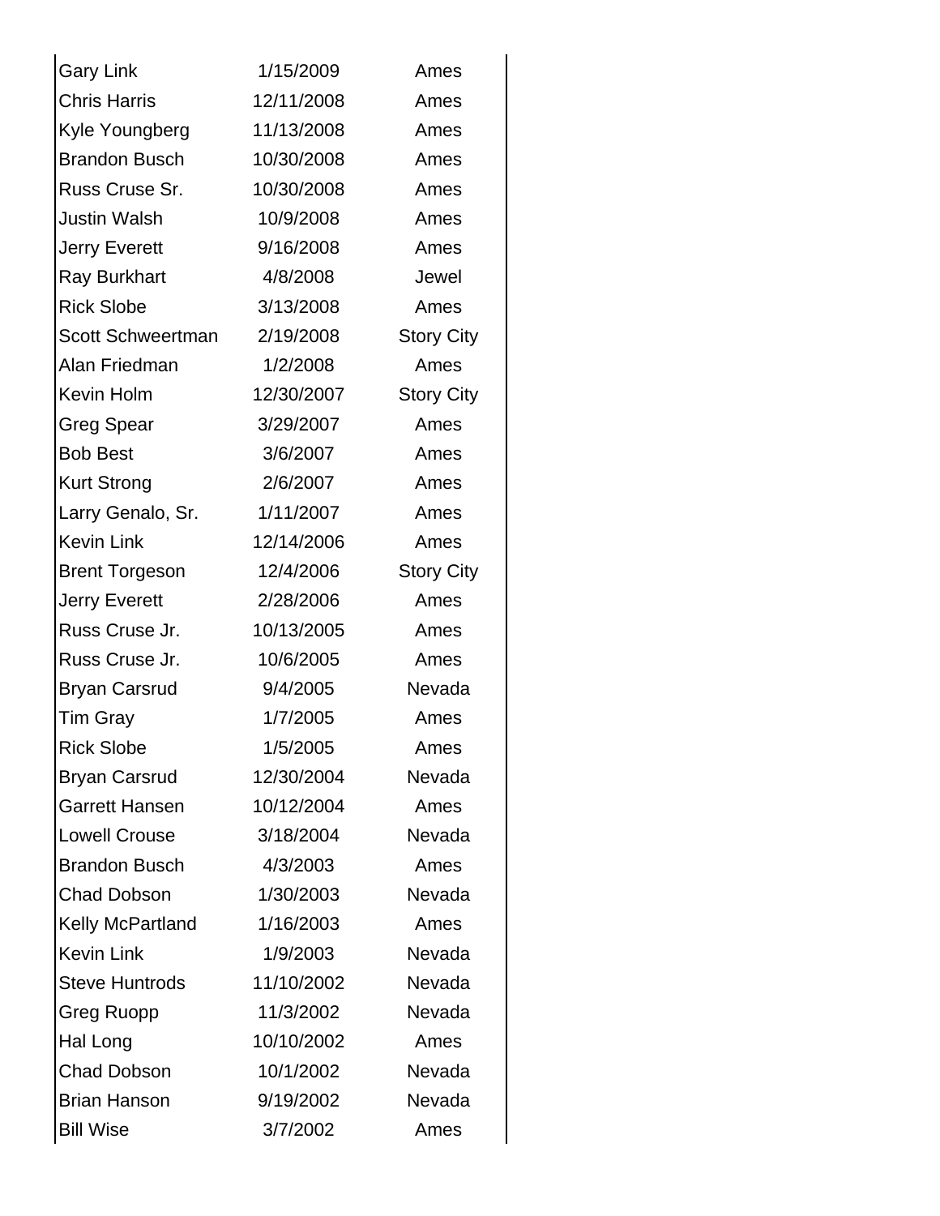| | | |
|---|---|---|
| Gary Link | 1/15/2009 | Ames |
| Chris Harris | 12/11/2008 | Ames |
| Kyle Youngberg | 11/13/2008 | Ames |
| Brandon Busch | 10/30/2008 | Ames |
| Russ Cruse Sr. | 10/30/2008 | Ames |
| Justin Walsh | 10/9/2008 | Ames |
| Jerry Everett | 9/16/2008 | Ames |
| Ray Burkhart | 4/8/2008 | Jewel |
| Rick Slobe | 3/13/2008 | Ames |
| Scott Schweertman | 2/19/2008 | Story City |
| Alan Friedman | 1/2/2008 | Ames |
| Kevin Holm | 12/30/2007 | Story City |
| Greg Spear | 3/29/2007 | Ames |
| Bob Best | 3/6/2007 | Ames |
| Kurt Strong | 2/6/2007 | Ames |
| Larry Genalo, Sr. | 1/11/2007 | Ames |
| Kevin Link | 12/14/2006 | Ames |
| Brent Torgeson | 12/4/2006 | Story City |
| Jerry Everett | 2/28/2006 | Ames |
| Russ Cruse Jr. | 10/13/2005 | Ames |
| Russ Cruse Jr. | 10/6/2005 | Ames |
| Bryan Carsrud | 9/4/2005 | Nevada |
| Tim Gray | 1/7/2005 | Ames |
| Rick Slobe | 1/5/2005 | Ames |
| Bryan Carsrud | 12/30/2004 | Nevada |
| Garrett Hansen | 10/12/2004 | Ames |
| Lowell Crouse | 3/18/2004 | Nevada |
| Brandon Busch | 4/3/2003 | Ames |
| Chad Dobson | 1/30/2003 | Nevada |
| Kelly McPartland | 1/16/2003 | Ames |
| Kevin Link | 1/9/2003 | Nevada |
| Steve Huntrods | 11/10/2002 | Nevada |
| Greg Ruopp | 11/3/2002 | Nevada |
| Hal Long | 10/10/2002 | Ames |
| Chad Dobson | 10/1/2002 | Nevada |
| Brian Hanson | 9/19/2002 | Nevada |
| Bill Wise | 3/7/2002 | Ames |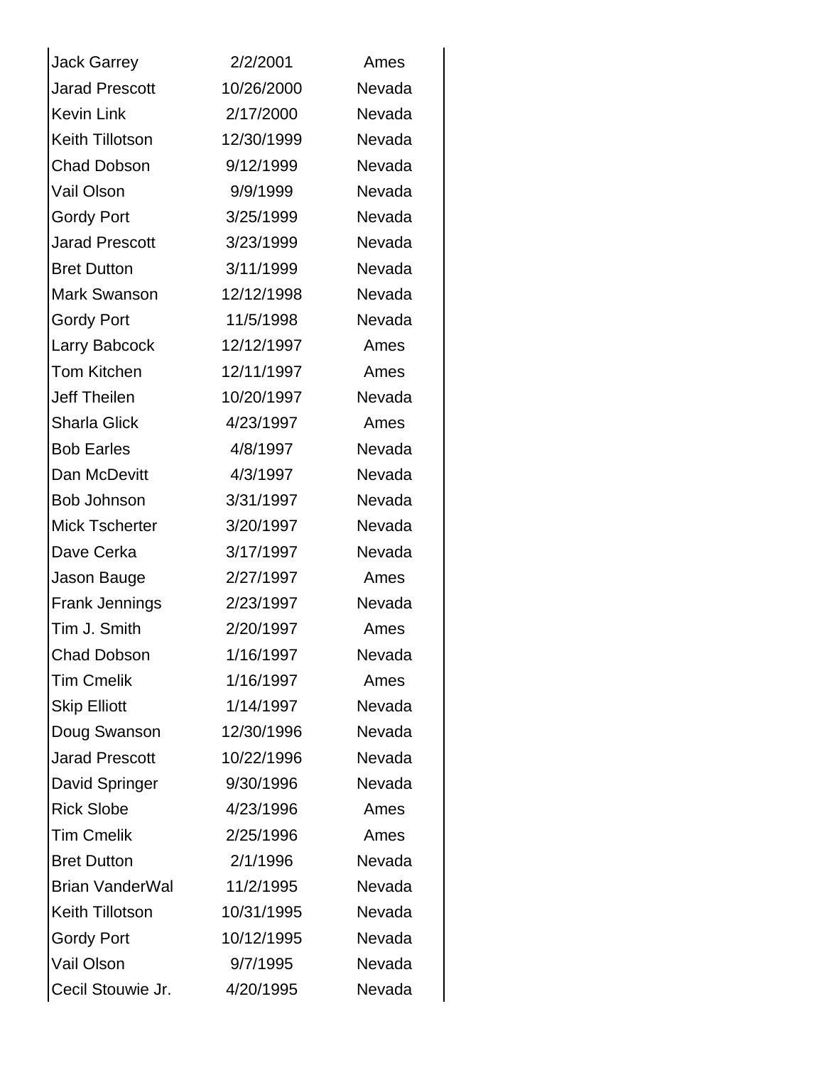| | | |
|---|---|---|
| Jack Garrey | 2/2/2001 | Ames |
| Jarad Prescott | 10/26/2000 | Nevada |
| Kevin Link | 2/17/2000 | Nevada |
| Keith Tillotson | 12/30/1999 | Nevada |
| Chad Dobson | 9/12/1999 | Nevada |
| Vail Olson | 9/9/1999 | Nevada |
| Gordy Port | 3/25/1999 | Nevada |
| Jarad Prescott | 3/23/1999 | Nevada |
| Bret Dutton | 3/11/1999 | Nevada |
| Mark Swanson | 12/12/1998 | Nevada |
| Gordy Port | 11/5/1998 | Nevada |
| Larry Babcock | 12/12/1997 | Ames |
| Tom Kitchen | 12/11/1997 | Ames |
| Jeff Theilen | 10/20/1997 | Nevada |
| Sharla Glick | 4/23/1997 | Ames |
| Bob Earles | 4/8/1997 | Nevada |
| Dan McDevitt | 4/3/1997 | Nevada |
| Bob Johnson | 3/31/1997 | Nevada |
| Mick Tscherter | 3/20/1997 | Nevada |
| Dave Cerka | 3/17/1997 | Nevada |
| Jason Bauge | 2/27/1997 | Ames |
| Frank Jennings | 2/23/1997 | Nevada |
| Tim J. Smith | 2/20/1997 | Ames |
| Chad Dobson | 1/16/1997 | Nevada |
| Tim Cmelik | 1/16/1997 | Ames |
| Skip Elliott | 1/14/1997 | Nevada |
| Doug Swanson | 12/30/1996 | Nevada |
| Jarad Prescott | 10/22/1996 | Nevada |
| David Springer | 9/30/1996 | Nevada |
| Rick Slobe | 4/23/1996 | Ames |
| Tim Cmelik | 2/25/1996 | Ames |
| Bret Dutton | 2/1/1996 | Nevada |
| Brian VanderWal | 11/2/1995 | Nevada |
| Keith Tillotson | 10/31/1995 | Nevada |
| Gordy Port | 10/12/1995 | Nevada |
| Vail Olson | 9/7/1995 | Nevada |
| Cecil Stouwie Jr. | 4/20/1995 | Nevada |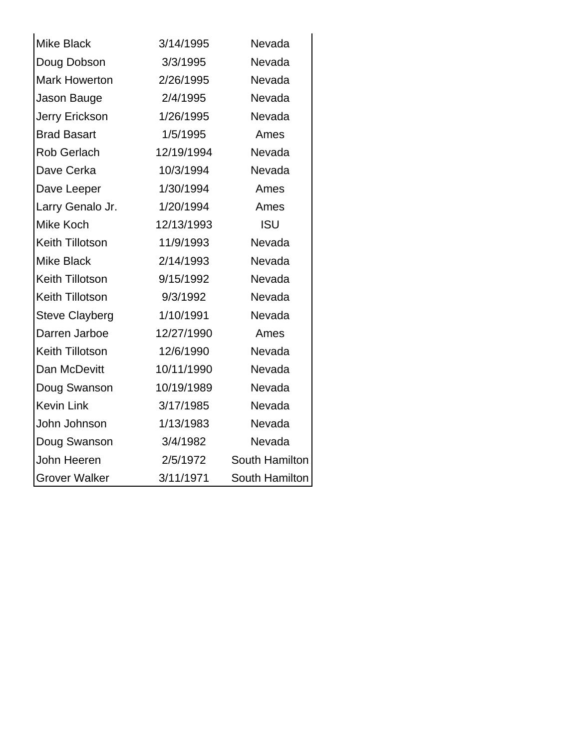| | | |
|---|---|---|
| Mike Black | 3/14/1995 | Nevada |
| Doug Dobson | 3/3/1995 | Nevada |
| Mark Howerton | 2/26/1995 | Nevada |
| Jason Bauge | 2/4/1995 | Nevada |
| Jerry Erickson | 1/26/1995 | Nevada |
| Brad Basart | 1/5/1995 | Ames |
| Rob Gerlach | 12/19/1994 | Nevada |
| Dave Cerka | 10/3/1994 | Nevada |
| Dave Leeper | 1/30/1994 | Ames |
| Larry Genalo Jr. | 1/20/1994 | Ames |
| Mike Koch | 12/13/1993 | ISU |
| Keith Tillotson | 11/9/1993 | Nevada |
| Mike Black | 2/14/1993 | Nevada |
| Keith Tillotson | 9/15/1992 | Nevada |
| Keith Tillotson | 9/3/1992 | Nevada |
| Steve Clayberg | 1/10/1991 | Nevada |
| Darren Jarboe | 12/27/1990 | Ames |
| Keith Tillotson | 12/6/1990 | Nevada |
| Dan McDevitt | 10/11/1990 | Nevada |
| Doug Swanson | 10/19/1989 | Nevada |
| Kevin Link | 3/17/1985 | Nevada |
| John Johnson | 1/13/1983 | Nevada |
| Doug Swanson | 3/4/1982 | Nevada |
| John Heeren | 2/5/1972 | South Hamilton |
| Grover Walker | 3/11/1971 | South Hamilton |